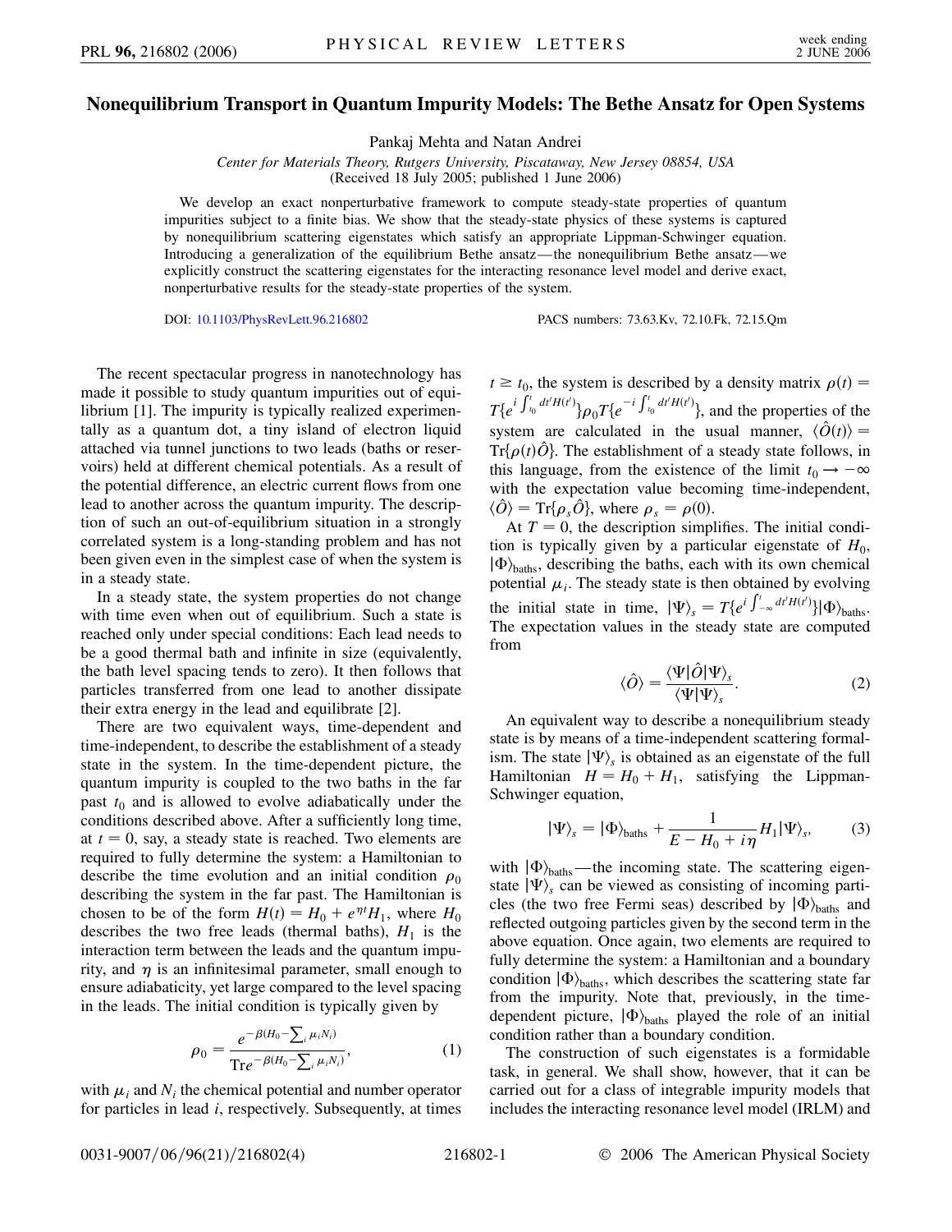# Nonequilibrium Transport in Quantum Impurity Models: The Bethe Ansatz for Open Systems

Pankaj Mehta and Natan Andrei

*Center for Materials Theory, Rutgers University, Piscataway, New Jersey 08854, USA*
(Received 18 July 2005; published 1 June 2006)

We develop an exact nonperturbative framework to compute steady-state properties of quantum impurities subject to a finite bias. We show that the steady-state physics of these systems is captured by nonequilibrium scattering eigenstates which satisfy an appropriate Lippman-Schwinger equation. Introducing a generalization of the equilibrium Bethe ansatz—the nonequilibrium Bethe ansatz—we explicitly construct the scattering eigenstates for the interacting resonance level model and derive exact, nonperturbative results for the steady-state properties of the system.

DOI: 10.1103/PhysRevLett.96.216802 PACS numbers: 73.63.Kv, 72.10.Fk, 72.15.Qm

The recent spectacular progress in nanotechnology has made it possible to study quantum impurities out of equilibrium [1]. The impurity is typically realized experimentally as a quantum dot, a tiny island of electron liquid attached via tunnel junctions to two leads (baths or reservoirs) held at different chemical potentials. As a result of the potential difference, an electric current flows from one lead to another across the quantum impurity. The description of such an out-of-equilibrium situation in a strongly correlated system is a long-standing problem and has not been given even in the simplest case of when the system is in a steady state.

In a steady state, the system properties do not change with time even when out of equilibrium. Such a state is reached only under special conditions: Each lead needs to be a good thermal bath and infinite in size (equivalently, the bath level spacing tends to zero). It then follows that particles transferred from one lead to another dissipate their extra energy in the lead and equilibrate [2].

There are two equivalent ways, time-dependent and time-independent, to describe the establishment of a steady state in the system. In the time-dependent picture, the quantum impurity is coupled to the two baths in the far past $t_0$ and is allowed to evolve adiabatically under the conditions described above. After a sufficiently long time, at $t = 0$, say, a steady state is reached. Two elements are required to fully determine the system: a Hamiltonian to describe the time evolution and an initial condition $\rho_0$ describing the system in the far past. The Hamiltonian is chosen to be of the form $H(t) = H_0 + e^{\eta t} H_1$, where $H_0$ describes the two free leads (thermal baths), $H_1$ is the interaction term between the leads and the quantum impurity, and $\eta$ is an infinitesimal parameter, small enough to ensure adiabaticity, yet large compared to the level spacing in the leads. The initial condition is typically given by

$$\rho_0 = \frac{e^{-\beta(H_0 - \sum_i \mu_i N_i)}}{\mathrm{Tr} e^{-\beta(H_0 - \sum_i \mu_i N_i)}}, \tag{1}$$

with $\mu_i$ and $N_i$ the chemical potential and number operator for particles in lead $i$, respectively. Subsequently, at times $t \geq t_0$, the system is described by a density matrix $\rho(t) = T\{e^{i\int_{t_0}^{t} dt' H(t')}\}\rho_0 T\{e^{-i\int_{t_0}^{t} dt' H(t')}\}$, and the properties of the system are calculated in the usual manner, $\langle \hat{O}(t) \rangle = \mathrm{Tr}\{\rho(t)\hat{O}\}$. The establishment of a steady state follows, in this language, from the existence of the limit $t_0 \to -\infty$ with the expectation value becoming time-independent, $\langle \hat{O} \rangle = \mathrm{Tr}\{\rho_s \hat{O}\}$, where $\rho_s = \rho(0)$.

At $T = 0$, the description simplifies. The initial condition is typically given by a particular eigenstate of $H_0$, $|\Phi\rangle_{\mathrm{baths}}$, describing the baths, each with its own chemical potential $\mu_i$. The steady state is then obtained by evolving the initial state in time, $|\Psi\rangle_s = T\{e^{i\int_{-\infty}^{t} dt' H(t')}\}|\Phi\rangle_{\mathrm{baths}}$. The expectation values in the steady state are computed from

$$\langle \hat{O} \rangle = \frac{\langle \Psi | \hat{O} | \Psi \rangle_s}{\langle \Psi | \Psi \rangle_s}. \tag{2}$$

An equivalent way to describe a nonequilibrium steady state is by means of a time-independent scattering formalism. The state $|\Psi\rangle_s$ is obtained as an eigenstate of the full Hamiltonian $H = H_0 + H_1$, satisfying the Lippman-Schwinger equation,

$$|\Psi\rangle_s = |\Phi\rangle_{\mathrm{baths}} + \frac{1}{E - H_0 + i\eta} H_1 |\Psi\rangle_s, \tag{3}$$

with $|\Phi\rangle_{\mathrm{baths}}$—the incoming state. The scattering eigenstate $|\Psi\rangle_s$ can be viewed as consisting of incoming particles (the two free Fermi seas) described by $|\Phi\rangle_{\mathrm{baths}}$ and reflected outgoing particles given by the second term in the above equation. Once again, two elements are required to fully determine the system: a Hamiltonian and a boundary condition $|\Phi\rangle_{\mathrm{baths}}$, which describes the scattering state far from the impurity. Note that, previously, in the time-dependent picture, $|\Phi\rangle_{\mathrm{baths}}$ played the role of an initial condition rather than a boundary condition.

The construction of such eigenstates is a formidable task, in general. We shall show, however, that it can be carried out for a class of integrable impurity models that includes the interacting resonance level model (IRLM) and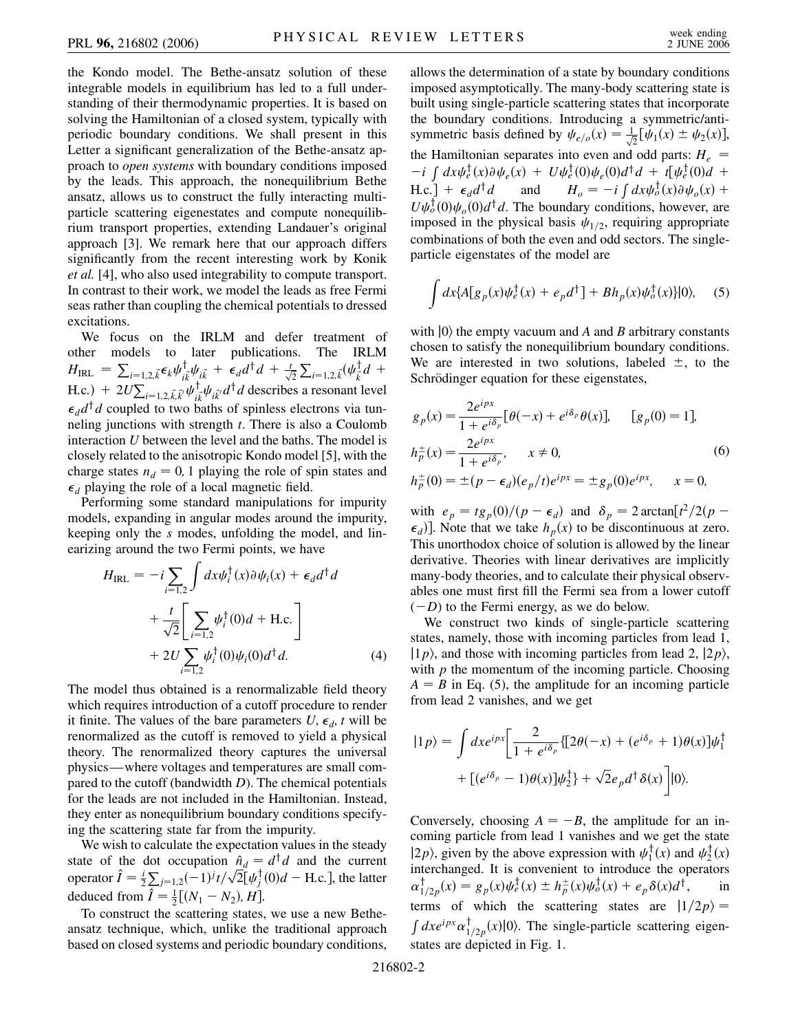the Kondo model. The Bethe-ansatz solution of these integrable models in equilibrium has led to a full understanding of their thermodynamic properties. It is based on solving the Hamiltonian of a closed system, typically with periodic boundary conditions. We shall present in this Letter a significant generalization of the Bethe-ansatz approach to *open systems* with boundary conditions imposed by the leads. This approach, the nonequilibrium Bethe ansatz, allows us to construct the fully interacting multiparticle scattering eigenestates and compute nonequilibrium transport properties, extending Landauer's original approach [3]. We remark here that our approach differs significantly from the recent interesting work by Konik *et al.* [4], who also used integrability to compute transport. In contrast to their work, we model the leads as free Fermi seas rather than coupling the chemical potentials to dressed excitations.

We focus on the IRLM and defer treatment of other models to later publications. The IRLM $H_{\rm IRL} = \sum_{i=1,2,\vec{k}} \epsilon_k \psi^\dagger_{i\vec{k}} \psi_{i\vec{k}} + \epsilon_d d^\dagger d + \frac{t}{\sqrt{2}} \sum_{i=1,2,\vec{k}} (\psi^\dagger_{\vec{k}} d + \text{H.c.}) + 2U \sum_{i=1,2,\vec{k},\vec{k}'} \psi^\dagger_{i\vec{k}} \psi_{i\vec{k}'} d^\dagger d$ describes a resonant level $\epsilon_d d^\dagger d$ coupled to two baths of spinless electrons via tunneling junctions with strength $t$. There is also a Coulomb interaction $U$ between the level and the baths. The model is closely related to the anisotropic Kondo model [5], with the charge states $n_d = 0, 1$ playing the role of spin states and $\epsilon_d$ playing the role of a local magnetic field.

Performing some standard manipulations for impurity models, expanding in angular modes around the impurity, keeping only the $s$ modes, unfolding the model, and linearizing around the two Fermi points, we have

$$
\begin{aligned}
H_{\rm IRL} = &-i \sum_{i=1,2} \int dx \psi^\dagger_i(x) \partial \psi_i(x) + \epsilon_d d^\dagger d \\
&+ \frac{t}{\sqrt{2}} \left[ \sum_{i=1,2} \psi^\dagger_i(0) d + \text{H.c.} \right] \\
&+ 2U \sum_{i=1,2} \psi^\dagger_i(0) \psi_i(0) d^\dagger d. \qquad (4)
\end{aligned}
$$

The model thus obtained is a renormalizable field theory which requires introduction of a cutoff procedure to render it finite. The values of the bare parameters $U$, $\epsilon_d$, $t$ will be renormalized as the cutoff is removed to yield a physical theory. The renormalized theory captures the universal physics—where voltages and temperatures are small compared to the cutoff (bandwidth $D$). The chemical potentials for the leads are not included in the Hamiltonian. Instead, they enter as nonequilibrium boundary conditions specifying the scattering state far from the impurity.

We wish to calculate the expectation values in the steady state of the dot occupation $\hat{n}_d = d^\dagger d$ and the current operator $\hat{I} = \frac{i}{2} \sum_{j=1,2} (-1)^j t/\sqrt{2} [\psi^\dagger_j(0) d - \text{H.c.}]$, the latter deduced from $\hat{I} = \frac{1}{2}[(N_1 - N_2), H]$.

To construct the scattering states, we use a new Bethe-ansatz technique, which, unlike the traditional approach based on closed systems and periodic boundary conditions, allows the determination of a state by boundary conditions imposed asymptotically. The many-body scattering state is built using single-particle scattering states that incorporate the boundary conditions. Introducing a symmetric/antisymmetric basis defined by $\psi_{e/o}(x) = \frac{1}{\sqrt{2}}[\psi_1(x) \pm \psi_2(x)]$, the Hamiltonian separates into even and odd parts: $H_e = -i \int dx \psi^\dagger_e(x) \partial \psi_e(x) + U \psi^\dagger_e(0) \psi_e(0) d^\dagger d + t[\psi^\dagger_e(0) d + \text{H.c.}] + \epsilon_d d^\dagger d$ and $H_o = -i \int dx \psi^\dagger_o(x) \partial \psi_o(x) + U \psi^\dagger_o(0) \psi_o(0) d^\dagger d$. The boundary conditions, however, are imposed in the physical basis $\psi_{1/2}$, requiring appropriate combinations of both the even and odd sectors. The single-particle eigenstates of the model are

$$
\int dx \{ A[g_p(x) \psi^\dagger_e(x) + e_p d^\dagger] + B h_p(x) \psi^\dagger_o(x) \} |0\rangle, \qquad (5)
$$

with $|0\rangle$ the empty vacuum and $A$ and $B$ arbitrary constants chosen to satisfy the nonequilibrium boundary conditions. We are interested in two solutions, labeled $\pm$, to the Schrödinger equation for these eigenstates,

$$
\begin{aligned}
g_p(x) &= \frac{2e^{ipx}}{1 + e^{i\delta_p}} [\theta(-x) + e^{i\delta_p} \theta(x)], \qquad [g_p(0) = 1], \\
h^\pm_p(x) &= \frac{2e^{ipx}}{1 + e^{i\delta_p}}, \qquad x \neq 0, \qquad (6) \\
h^\pm_p(0) &= \pm(p - \epsilon_d)(e_p/t) e^{ipx} = \pm g_p(0) e^{ipx}, \qquad x = 0,
\end{aligned}
$$

with $e_p = t g_p(0)/(p - \epsilon_d)$ and $\delta_p = 2 \arctan[t^2/2(p - \epsilon_d)]$. Note that we take $h_p(x)$ to be discontinuous at zero. This unorthodox choice of solution is allowed by the linear derivative. Theories with linear derivatives are implicitly many-body theories, and to calculate their physical observables one must first fill the Fermi sea from a lower cutoff $(-D)$ to the Fermi energy, as we do below.

We construct two kinds of single-particle scattering states, namely, those with incoming particles from lead 1, $|1p\rangle$, and those with incoming particles from lead 2, $|2p\rangle$, with $p$ the momentum of the incoming particle. Choosing $A = B$ in Eq. (5), the amplitude for an incoming particle from lead 2 vanishes, and we get

$$
\begin{aligned}
|1p\rangle = \int dx e^{ipx} \bigg[ &\frac{2}{1 + e^{i\delta_p}} \{ [2\theta(-x) + (e^{i\delta_p} + 1)\theta(x)] \psi^\dagger_1 \\
&+ [(e^{i\delta_p} - 1)\theta(x)] \psi^\dagger_2 \} + \sqrt{2} e_p d^\dagger \delta(x) \bigg] |0\rangle.
\end{aligned}
$$

Conversely, choosing $A = -B$, the amplitude for an incoming particle from lead 1 vanishes and we get the state $|2p\rangle$, given by the above expression with $\psi^\dagger_1(x)$ and $\psi^\dagger_2(x)$ interchanged. It is convenient to introduce the operators $\alpha^\dagger_{1/2p}(x) = g_p(x) \psi^\dagger_e(x) \pm h^\pm_p(x) \psi^\dagger_o(x) + e_p \delta(x) d^\dagger$, in terms of which the scattering states are $|1/2p\rangle = \int dx e^{ipx} \alpha^\dagger_{1/2p}(x) |0\rangle$. The single-particle scattering eigenstates are depicted in Fig. 1.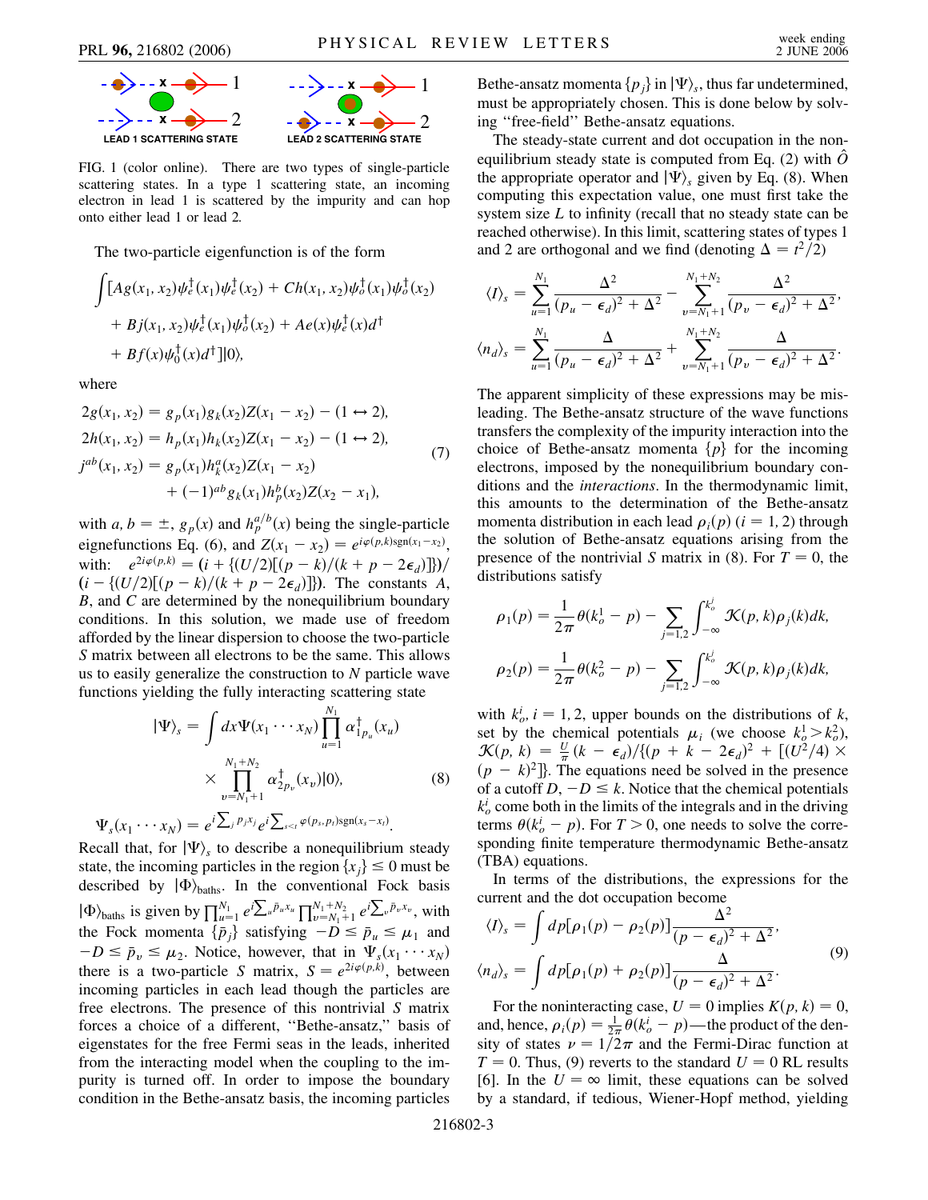LEAD 1 SCATTERING STATE

LEAD 2 SCATTERING STATE

FIG. 1 (color online). There are two types of single-particle scattering states. In a type 1 scattering state, an incoming electron in lead 1 is scattered by the impurity and can hop onto either lead 1 or lead 2.

The two-particle eigenfunction is of the form

$$\int [Ag(x_1, x_2)\psi_e^\dagger(x_1)\psi_e^\dagger(x_2) + Ch(x_1, x_2)\psi_o^\dagger(x_1)\psi_o^\dagger(x_2) + Bj(x_1, x_2)\psi_e^\dagger(x_1)\psi_o^\dagger(x_2) + Ae(x)\psi_e^\dagger(x)d^\dagger + Bf(x)\psi_0^\dagger(x)d^\dagger]|0\rangle,$$

where

$$\begin{aligned} 2g(x_1, x_2) &= g_p(x_1)g_k(x_2)Z(x_1 - x_2) - (1 \leftrightarrow 2), \\ 2h(x_1, x_2) &= h_p(x_1)h_k(x_2)Z(x_1 - x_2) - (1 \leftrightarrow 2), \\ j^{ab}(x_1, x_2) &= g_p(x_1)h_k^a(x_2)Z(x_1 - x_2) \\ &\quad + (-1)^{ab}g_k(x_1)h_p^b(x_2)Z(x_2 - x_1), \end{aligned} \tag{7}$$

with $a, b = \pm$, $g_p(x)$ and $h_p^{a/b}(x)$ being the single-particle eigenfunctions Eq. (6), and $Z(x_1 - x_2) = e^{i\varphi(p,k)\mathrm{sgn}(x_1 - x_2)}$, with: $e^{2i\varphi(p,k)} = (i + \{(U/2)[(p-k)/(k+p-2\epsilon_d)]\})/(i - \{(U/2)[(p-k)/(k+p-2\epsilon_d)]\})$. The constants $A$, $B$, and $C$ are determined by the nonequilibrium boundary conditions. In this solution, we made use of freedom afforded by the linear dispersion to choose the two-particle $S$ matrix between all electrons to be the same. This allows us to easily generalize the construction to $N$ particle wave functions yielding the fully interacting scattering state

$$|\Psi\rangle_s = \int dx \Psi(x_1 \cdots x_N) \prod_{u=1}^{N_1} \alpha_{1p_u}^\dagger(x_u) \times \prod_{v=N_1+1}^{N_1+N_2} \alpha_{2p_v}^\dagger(x_v)|0\rangle, \tag{8}$$

$$\Psi_s(x_1 \cdots x_N) = e^{i\sum_j p_j x_j} e^{i\sum_{s<l}\varphi(p_s,p_l)\mathrm{sgn}(x_s - x_l)}.$$

Recall that, for $|\Psi\rangle_s$ to describe a nonequilibrium steady state, the incoming particles in the region $\{x_j\} \le 0$ must be described by $|\Phi\rangle_{\mathrm{baths}}$. In the conventional Fock basis $|\Phi\rangle_{\mathrm{baths}}$ is given by $\prod_{u=1}^{N_1} e^{i\sum_u \bar{p}_u x_u} \prod_{v=N_1+1}^{N_1+N_2} e^{i\sum_v \bar{p}_v x_v}$, with the Fock momenta $\{\bar{p}_j\}$ satisfying $-D \le \bar{p}_u \le \mu_1$ and $-D \le \bar{p}_v \le \mu_2$. Notice, however, that in $\Psi_s(x_1 \cdots x_N)$ there is a two-particle $S$ matrix, $S = e^{2i\varphi(p,k)}$, between incoming particles in each lead though the particles are free electrons. The presence of this nontrivial $S$ matrix forces a choice of a different, "Bethe-ansatz," basis of eigenstates for the free Fermi seas in the leads, inherited from the interacting model when the coupling to the impurity is turned off. In order to impose the boundary condition in the Bethe-ansatz basis, the incoming particles Bethe-ansatz momenta $\{p_j\}$ in $|\Psi\rangle_s$, thus far undetermined, must be appropriately chosen. This is done below by solving "free-field" Bethe-ansatz equations.

The steady-state current and dot occupation in the nonequilibrium steady state is computed from Eq. (2) with $\hat{O}$ the appropriate operator and $|\Psi\rangle_s$ given by Eq. (8). When computing this expectation value, one must first take the system size $L$ to infinity (recall that no steady state can be reached otherwise). In this limit, scattering states of types 1 and 2 are orthogonal and we find (denoting $\Delta = t^2/2$)

$$\langle I\rangle_s = \sum_{u=1}^{N_1} \frac{\Delta^2}{(p_u - \epsilon_d)^2 + \Delta^2} - \sum_{v=N_1+1}^{N_1+N_2} \frac{\Delta^2}{(p_v - \epsilon_d)^2 + \Delta^2},$$

$$\langle n_d\rangle_s = \sum_{u=1}^{N_1} \frac{\Delta}{(p_u - \epsilon_d)^2 + \Delta^2} + \sum_{v=N_1+1}^{N_1+N_2} \frac{\Delta}{(p_v - \epsilon_d)^2 + \Delta^2}.$$

The apparent simplicity of these expressions may be misleading. The Bethe-ansatz structure of the wave functions transfers the complexity of the impurity interaction into the choice of Bethe-ansatz momenta $\{p\}$ for the incoming electrons, imposed by the nonequilibrium boundary conditions and the *interactions*. In the thermodynamic limit, this amounts to the determination of the Bethe-ansatz momenta distribution in each lead $\rho_i(p)$ ($i = 1, 2$) through the solution of Bethe-ansatz equations arising from the presence of the nontrivial $S$ matrix in (8). For $T = 0$, the distributions satisfy

$$\rho_1(p) = \frac{1}{2\pi}\theta(k_o^1 - p) - \sum_{j=1,2}\int_{-\infty}^{k_o^j} \mathcal{K}(p, k)\rho_j(k)dk,$$

$$\rho_2(p) = \frac{1}{2\pi}\theta(k_o^2 - p) - \sum_{j=1,2}\int_{-\infty}^{k_o^j} \mathcal{K}(p, k)\rho_j(k)dk,$$

with $k_o^i$, $i = 1, 2$, upper bounds on the distributions of $k$, set by the chemical potentials $\mu_i$ (we choose $k_o^1 > k_o^2$), $\mathcal{K}(p, k) = \frac{U}{\pi}(k - \epsilon_d)/\{(p + k - 2\epsilon_d)^2 + [(U^2/4) \times (p - k)^2]\}$. The equations need be solved in the presence of a cutoff $D$, $-D \le k$. Notice that the chemical potentials $k_o^i$ come both in the limits of the integrals and in the driving terms $\theta(k_o^i - p)$. For $T > 0$, one needs to solve the corresponding finite temperature thermodynamic Bethe-ansatz (TBA) equations.

In terms of the distributions, the expressions for the current and the dot occupation become

$$\begin{aligned} \langle I\rangle_s &= \int dp[\rho_1(p) - \rho_2(p)]\frac{\Delta^2}{(p - \epsilon_d)^2 + \Delta^2}, \\ \langle n_d\rangle_s &= \int dp[\rho_1(p) + \rho_2(p)]\frac{\Delta}{(p - \epsilon_d)^2 + \Delta^2}. \end{aligned} \tag{9}$$

For the noninteracting case, $U = 0$ implies $K(p, k) = 0$, and, hence, $\rho_i(p) = \frac{1}{2\pi}\theta(k_o^i - p)$—the product of the density of states $\nu = 1/2\pi$ and the Fermi-Dirac function at $T = 0$. Thus, (9) reverts to the standard $U = 0$ RL results [6]. In the $U = \infty$ limit, these equations can be solved by a standard, if tedious, Wiener-Hopf method, yielding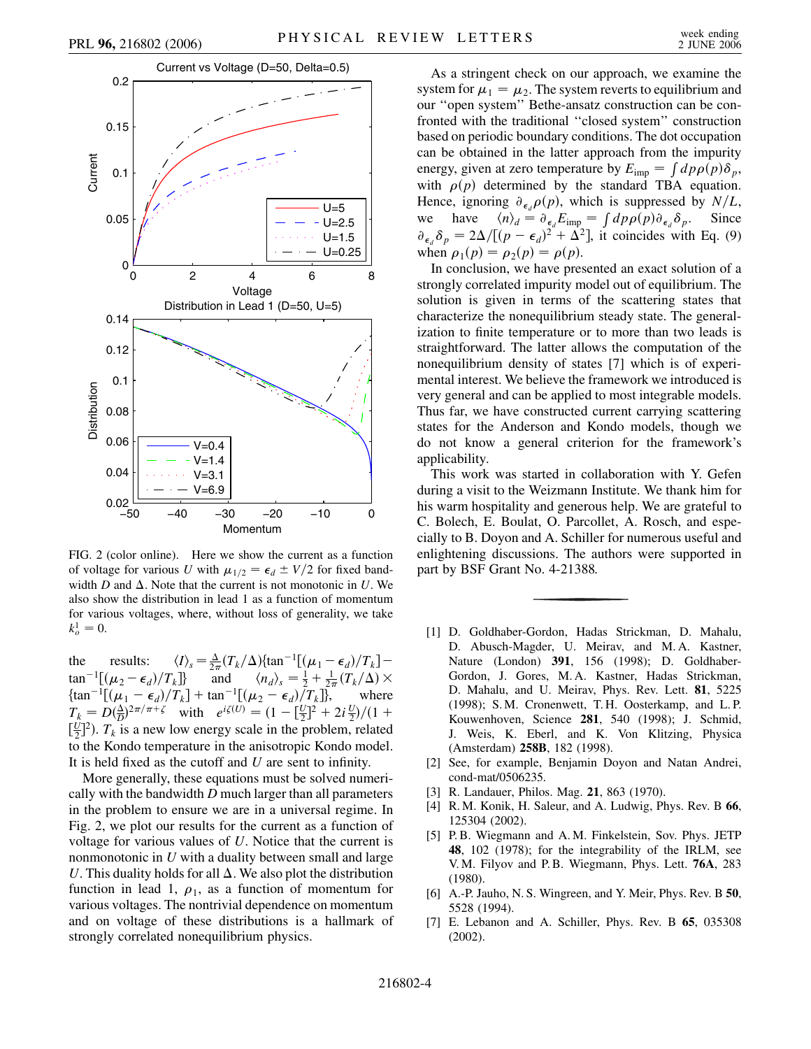Current vs Voltage (D=50, Delta=0.5)

Current

Voltage

U=5
U=2.5
U=1.5
U=0.25

0.2
0.15
0.1
0.05
0
0 2 4 6 8

Distribution in Lead 1 (D=50, U=5)

Distribution

Momentum

V=0.4
V=1.4
V=3.1
V=6.9

0.14
0.12
0.1
0.08
0.06
0.04
0.02
−50 −40 −30 −20 −10 0

FIG. 2 (color online). Here we show the current as a function of voltage for various $U$ with $\mu_{1/2} = \epsilon_d \pm V/2$ for fixed bandwidth $D$ and $\Delta$. Note that the current is not monotonic in $U$. We also show the distribution in lead 1 as a function of momentum for various voltages, where, without loss of generality, we take $k_o^1 = 0$.

the results: $\langle I \rangle_s = \frac{\Delta}{2\pi}(T_k/\Delta)\{\tan^{-1}[(\mu_1 - \epsilon_d)/T_k] - \tan^{-1}[(\mu_2 - \epsilon_d)/T_k]\}$ and $\langle n_d \rangle_s = \frac{1}{2} + \frac{1}{2\pi}(T_k/\Delta) \times \{\tan^{-1}[(\mu_1 - \epsilon_d)/T_k] + \tan^{-1}[(\mu_2 - \epsilon_d)/T_k]\}$, where $T_k = D(\frac{\Delta}{D})^{2\pi/\pi+\zeta}$ with $e^{i\zeta(U)} = (1 - [\frac{U}{2}]^2 + 2i\frac{U}{2})/(1 + [\frac{U}{2}]^2)$. $T_k$ is a new low energy scale in the problem, related to the Kondo temperature in the anisotropic Kondo model. It is held fixed as the cutoff and $U$ are sent to infinity.

More generally, these equations must be solved numerically with the bandwidth $D$ much larger than all parameters in the problem to ensure we are in a universal regime. In Fig. 2, we plot our results for the current as a function of voltage for various values of $U$. Notice that the current is nonmonotonic in $U$ with a duality between small and large $U$. This duality holds for all $\Delta$. We also plot the distribution function in lead 1, $\rho_1$, as a function of momentum for various voltages. The nontrivial dependence on momentum and on voltage of these distributions is a hallmark of strongly correlated nonequilibrium physics.

As a stringent check on our approach, we examine the system for $\mu_1 = \mu_2$. The system reverts to equilibrium and our "open system" Bethe-ansatz construction can be confronted with the traditional "closed system" construction based on periodic boundary conditions. The dot occupation can be obtained in the latter approach from the impurity energy, given at zero temperature by $E_{\rm imp} = \int dp \rho(p)\delta_p$, with $\rho(p)$ determined by the standard TBA equation. Hence, ignoring $\partial_{\epsilon_d}\rho(p)$, which is suppressed by $N/L$, we have $\langle n \rangle_d = \partial_{\epsilon_d} E_{\rm imp} = \int dp \rho(p) \partial_{\epsilon_d}\delta_p$. Since $\partial_{\epsilon_d}\delta_p = 2\Delta/[(p - \epsilon_d)^2 + \Delta^2]$, it coincides with Eq. (9) when $\rho_1(p) = \rho_2(p) = \rho(p)$.

In conclusion, we have presented an exact solution of a strongly correlated impurity model out of equilibrium. The solution is given in terms of the scattering states that characterize the nonequilibrium steady state. The generalization to finite temperature or to more than two leads is straightforward. The latter allows the computation of the nonequilibrium density of states [7] which is of experimental interest. We believe the framework we introduced is very general and can be applied to most integrable models. Thus far, we have constructed current carrying scattering states for the Anderson and Kondo models, though we do not know a general criterion for the framework's applicability.

This work was started in collaboration with Y. Gefen during a visit to the Weizmann Institute. We thank him for his warm hospitality and generous help. We are grateful to C. Bolech, E. Boulat, O. Parcollet, A. Rosch, and especially to B. Doyon and A. Schiller for numerous useful and enlightening discussions. The authors were supported in part by BSF Grant No. 4-21388.

---

[1] D. Goldhaber-Gordon, Hadas Strickman, D. Mahalu, D. Abusch-Magder, U. Meirav, and M. A. Kastner, Nature (London) **391**, 156 (1998); D. Goldhaber-Gordon, J. Gores, M. A. Kastner, Hadas Strickman, D. Mahalu, and U. Meirav, Phys. Rev. Lett. **81**, 5225 (1998); S. M. Cronenwett, T. H. Oosterkamp, and L. P. Kouwenhoven, Science **281**, 540 (1998); J. Schmid, J. Weis, K. Eberl, and K. Von Klitzing, Physica (Amsterdam) **258B**, 182 (1998).

[2] See, for example, Benjamin Doyon and Natan Andrei, cond-mat/0506235.

[3] R. Landauer, Philos. Mag. **21**, 863 (1970).

[4] R. M. Konik, H. Saleur, and A. Ludwig, Phys. Rev. B **66**, 125304 (2002).

[5] P. B. Wiegmann and A. M. Finkelstein, Sov. Phys. JETP **48**, 102 (1978); for the integrability of the IRLM, see V. M. Filyov and P. B. Wiegmann, Phys. Lett. **76A**, 283 (1980).

[6] A.-P. Jauho, N. S. Wingreen, and Y. Meir, Phys. Rev. B **50**, 5528 (1994).

[7] E. Lebanon and A. Schiller, Phys. Rev. B **65**, 035308 (2002).